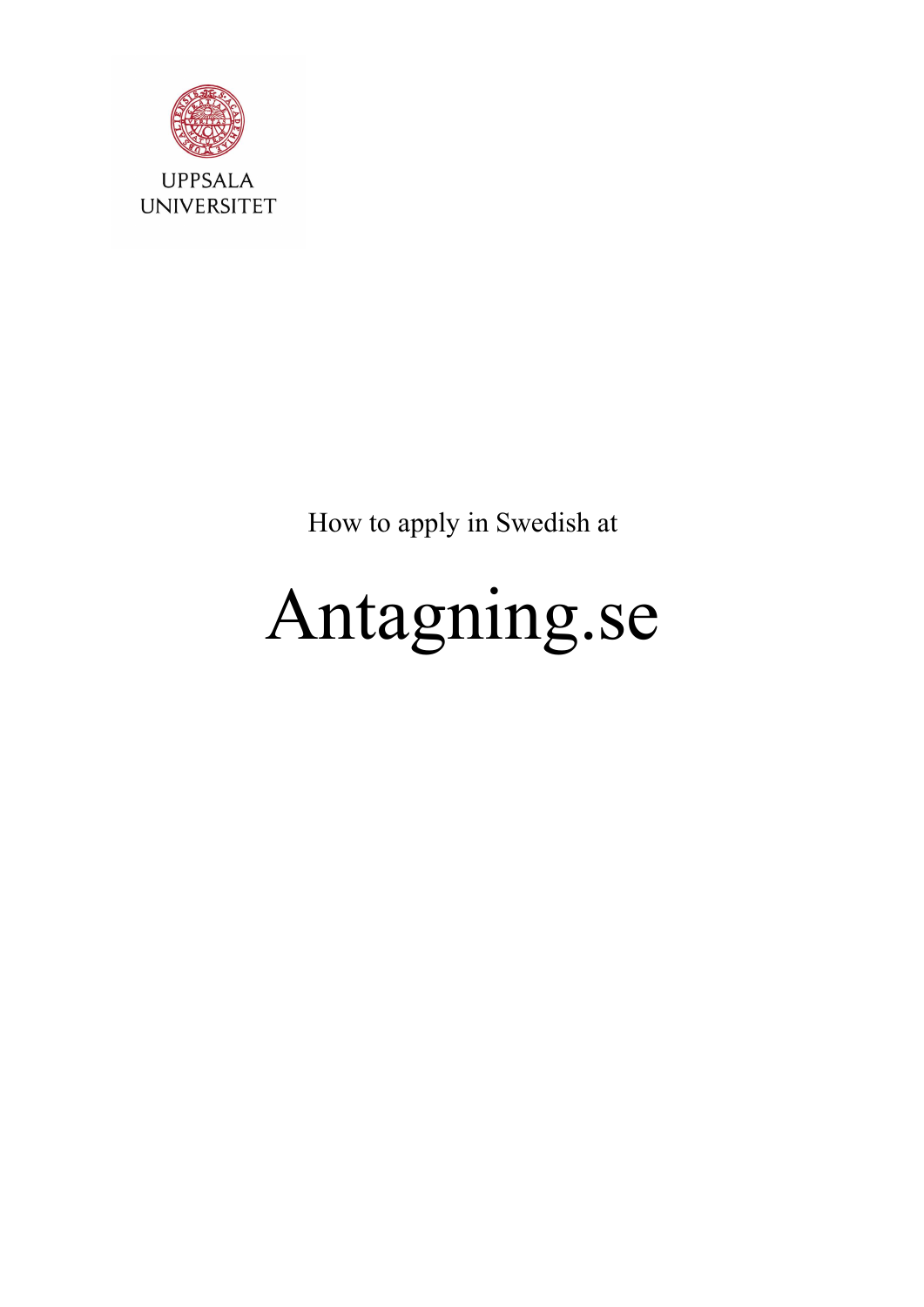UPPSALA UNIVERSITET

How to apply in Swedish at

# Antagning.se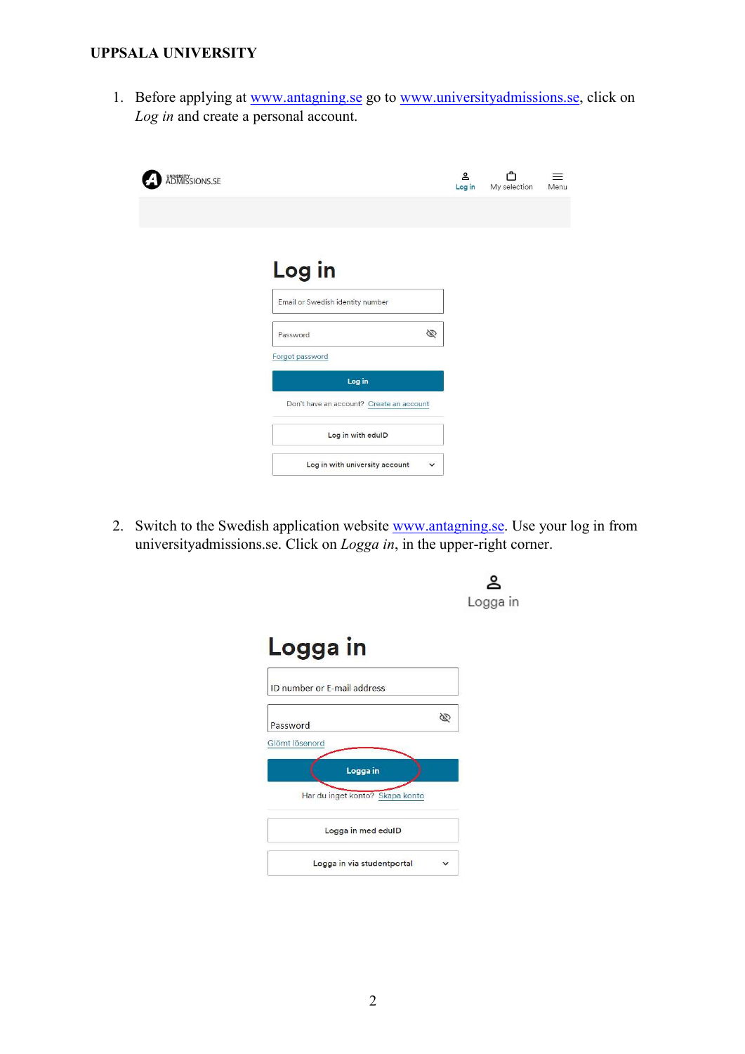1. Before applying at www.antagning.se go to www.universityadmissions.se, click on *Log in* and create a personal account.

2. Switch to the Swedish application website www.antagning.se. Use your log in from universityadmissions.se. Click on *Logga in*, in the upper-right corner.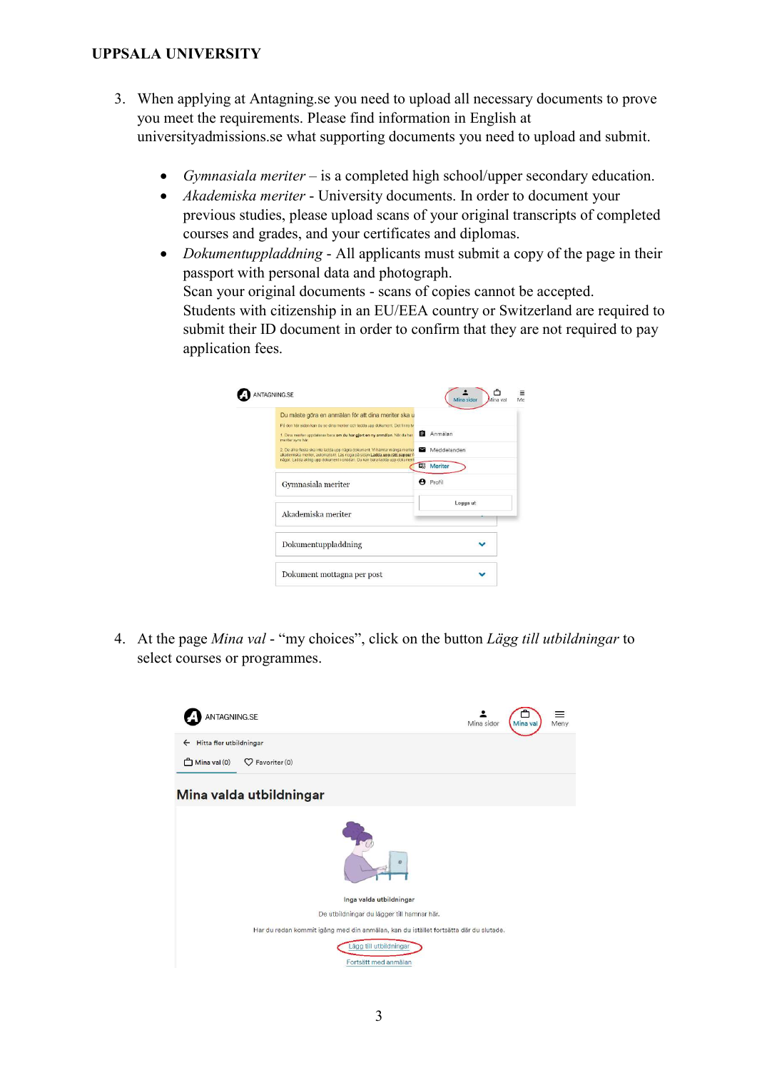3. When applying at Antagning.se you need to upload all necessary documents to prove you meet the requirements. Please find information in English at universityadmissions.se what supporting documents you need to upload and submit.

    - *Gymnasiala meriter* – is a completed high school/upper secondary education.
    - *Akademiska meriter* - University documents. In order to document your previous studies, please upload scans of your original transcripts of completed courses and grades, and your certificates and diplomas.
    - *Dokumentuppladdning* - All applicants must submit a copy of the page in their passport with personal data and photograph.
      Scan your original documents - scans of copies cannot be accepted.
      Students with citizenship in an EU/EEA country or Switzerland are required to submit their ID document in order to confirm that they are not required to pay application fees.

4. At the page *Mina val* - "my choices", click on the button *Lägg till utbildningar* to select courses or programmes.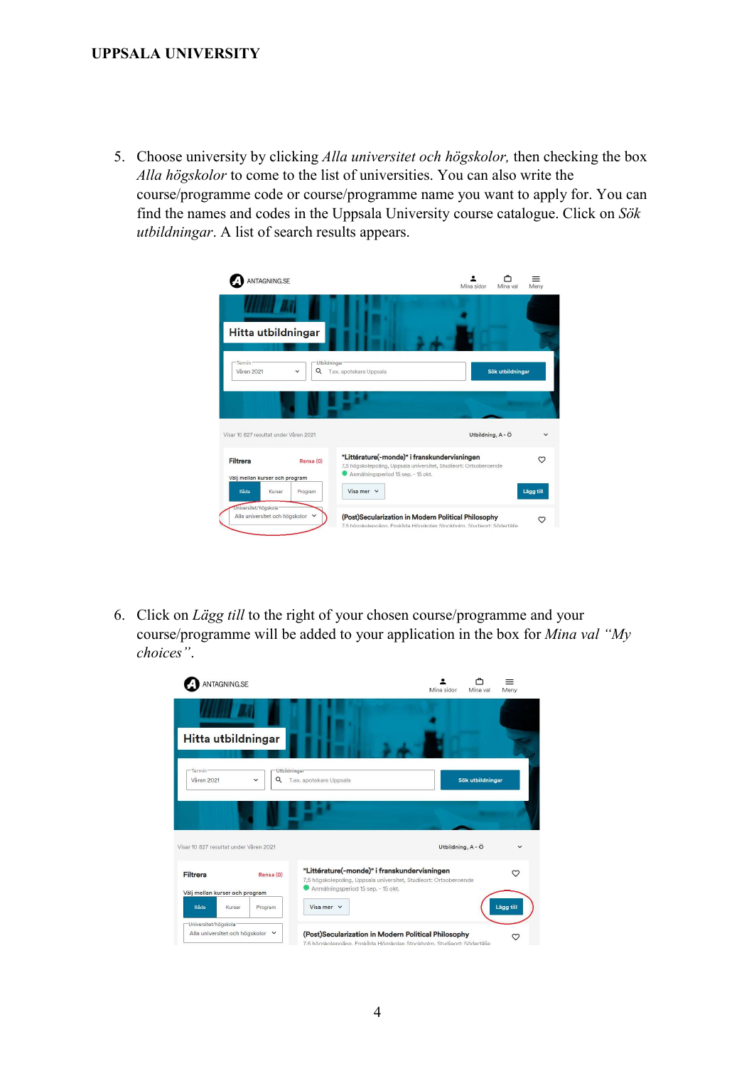5. Choose university by clicking *Alla universitet och högskolor,* then checking the box *Alla högskolor* to come to the list of universities. You can also write the course/programme code or course/programme name you want to apply for. You can find the names and codes in the Uppsala University course catalogue. Click on *Sök utbildningar*. A list of search results appears.

6. Click on *Lägg till* to the right of your chosen course/programme and your course/programme will be added to your application in the box for *Mina val "My choices"*.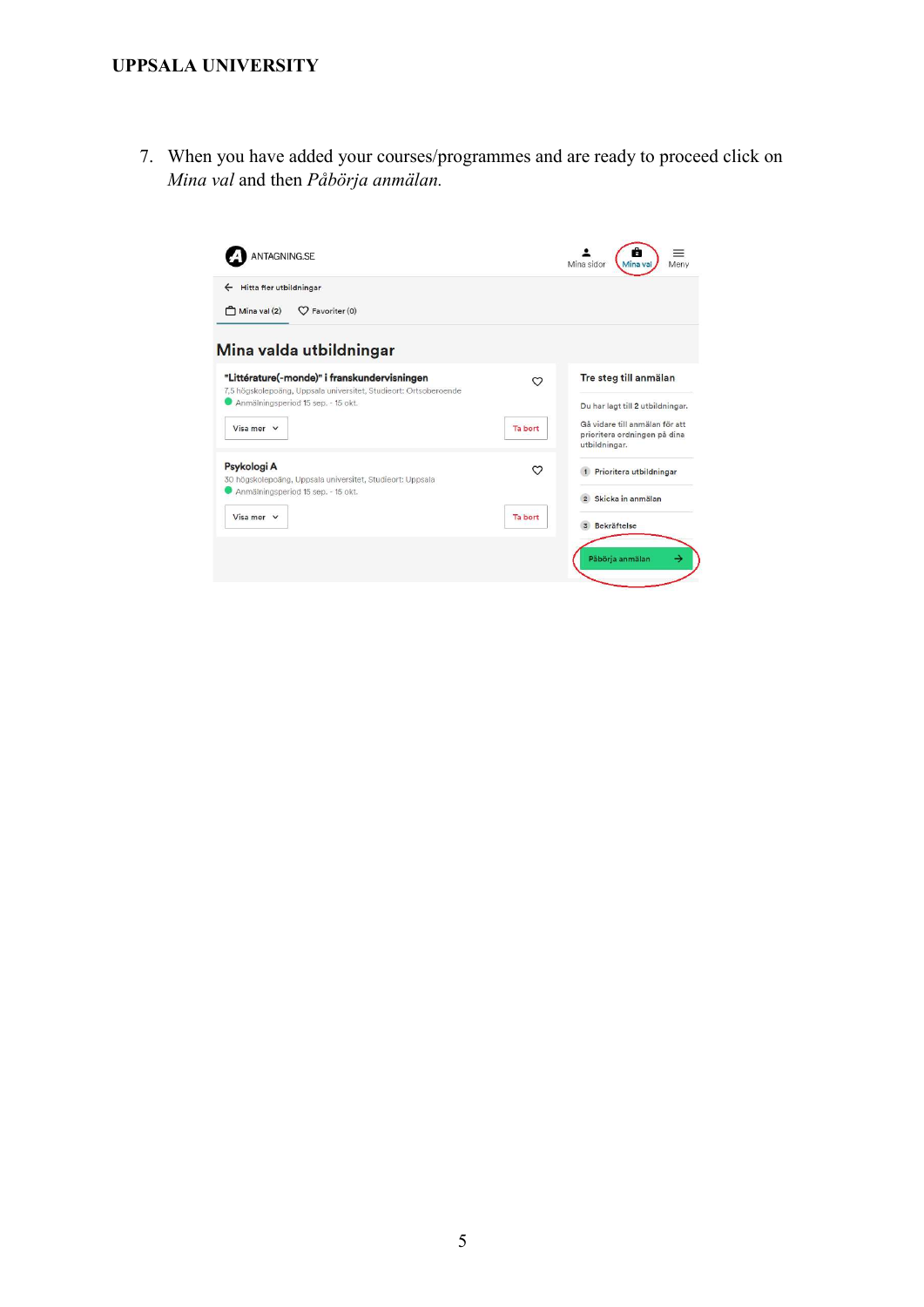7. When you have added your courses/programmes and are ready to proceed click on *Mina val* and then *Påbörja anmälan.*

ANTAGNING.SE

Mina sidor Mina val Meny

Hitta fler utbildningar

Mina val (2) Favoriter (0)

Mina valda utbildningar

**"Littérature(-monde)" i franskundervisningen**

7,5 högskolepoäng, Uppsala universitet, Studieort: Ortsoberoende

Anmälningsperiod 15 sep. - 15 okt.

Visa mer Ta bort

**Psykologi A**

30 högskolepoäng, Uppsala universitet, Studieort: Uppsala

Anmälningsperiod 15 sep. - 15 okt.

Visa mer Ta bort

**Tre steg till anmälan**

Du har lagt till 2 utbildningar.

Gå vidare till anmälan för att prioritera ordningen på dina utbildningar.

1. Prioritera utbildningar
2. Skicka in anmälan
3. Bekräftelse

Påbörja anmälan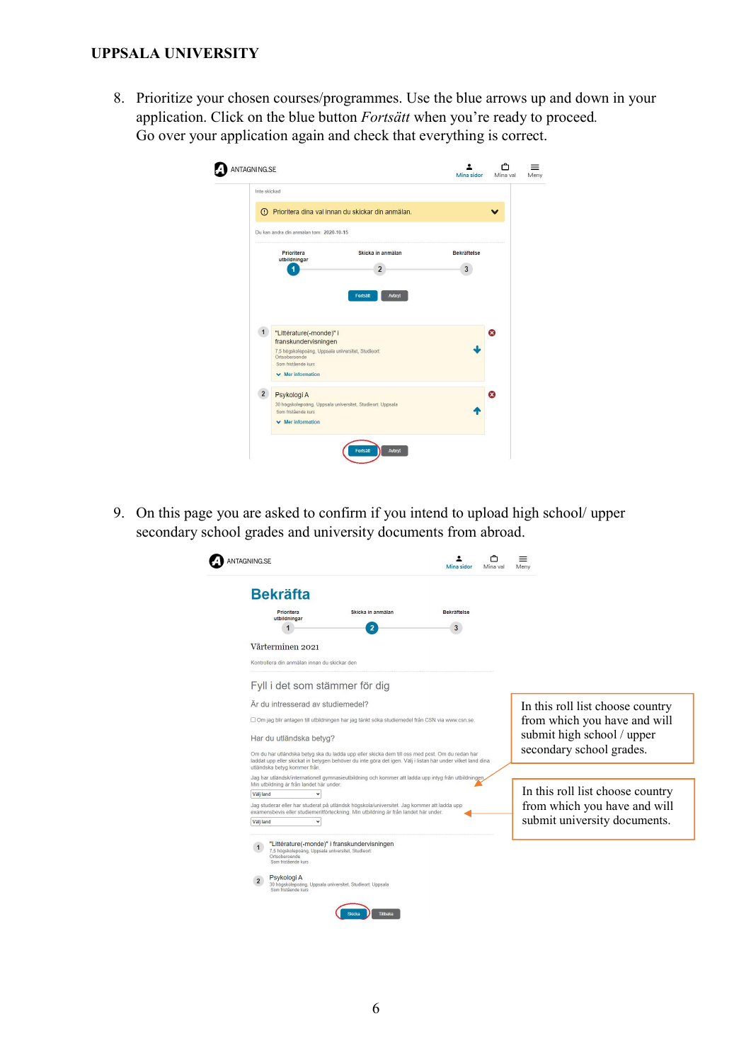8. Prioritize your chosen courses/programmes. Use the blue arrows up and down in your application. Click on the blue button *Fortsätt* when you're ready to proceed. Go over your application again and check that everything is correct.

ANTAGNING.SE

Mina sidor | Mina val | Meny

Inte skickad

Prioritera dina val innan du skickar din anmälan.

Du kan ändra din anmälan tom: 2020.10.15

Prioritera utbildningar | Skicka in anmälan | Bekräftelse

Fortsätt | Avbryt

1 "Littérature(-monde)" i franskundervisningen
7,5 högskolepoäng, Uppsala universitet, Studieort: Ortsoberoende
Som fristående kurs
Mer information

2 Psykologi A
30 högskolepoäng, Uppsala universitet, Studieort: Uppsala
Som fristående kurs
Mer information

Fortsätt | Avbryt

9. On this page you are asked to confirm if you intend to upload high school/ upper secondary school grades and university documents from abroad.

ANTAGNING.SE

Mina sidor | Mina val | Meny

**Bekräfta**

Prioritera utbildningar | Skicka in anmälan | Bekräftelse

Vårterminen 2021

Kontrollera din anmälan innan du skickar den

Fyll i det som stämmer för dig

Är du intresserad av studiemedel?

☐ Om jag blir antagen till utbildningen har jag tänkt söka studiemedel från CSN via www.csn.se.

Har du utländska betyg?

Om du har utländska betyg ska du ladda upp eller skicka dem till oss med post. Om du redan har laddat upp eller skickat in betygen behöver du inte göra det igen. Välj i listan här under vilket land dina utländska betyg kommer från.

Jag har utländsk/internationell gymnasieutbildning och kommer att ladda upp intyg från utbildningen. Min utbildning är från landet här under.

Välj land

Jag studerar eller har studerat på utländsk högskola/universitet. Jag kommer att ladda upp examensbevis eller studiemeritförteckning. Min utbildning är från landet här under.

Välj land

In this roll list choose country from which you have and will submit high school / upper secondary school grades.

In this roll list choose country from which you have and will submit university documents.

1 "Littérature(-monde)" i franskundervisningen
7,5 högskolepoäng, Uppsala universitet, Studieort: Ortsoberoende
Som fristående kurs

2 Psykologi A
30 högskolepoäng, Uppsala universitet, Studieort: Uppsala
Som fristående kurs

Skicka | Tillbaka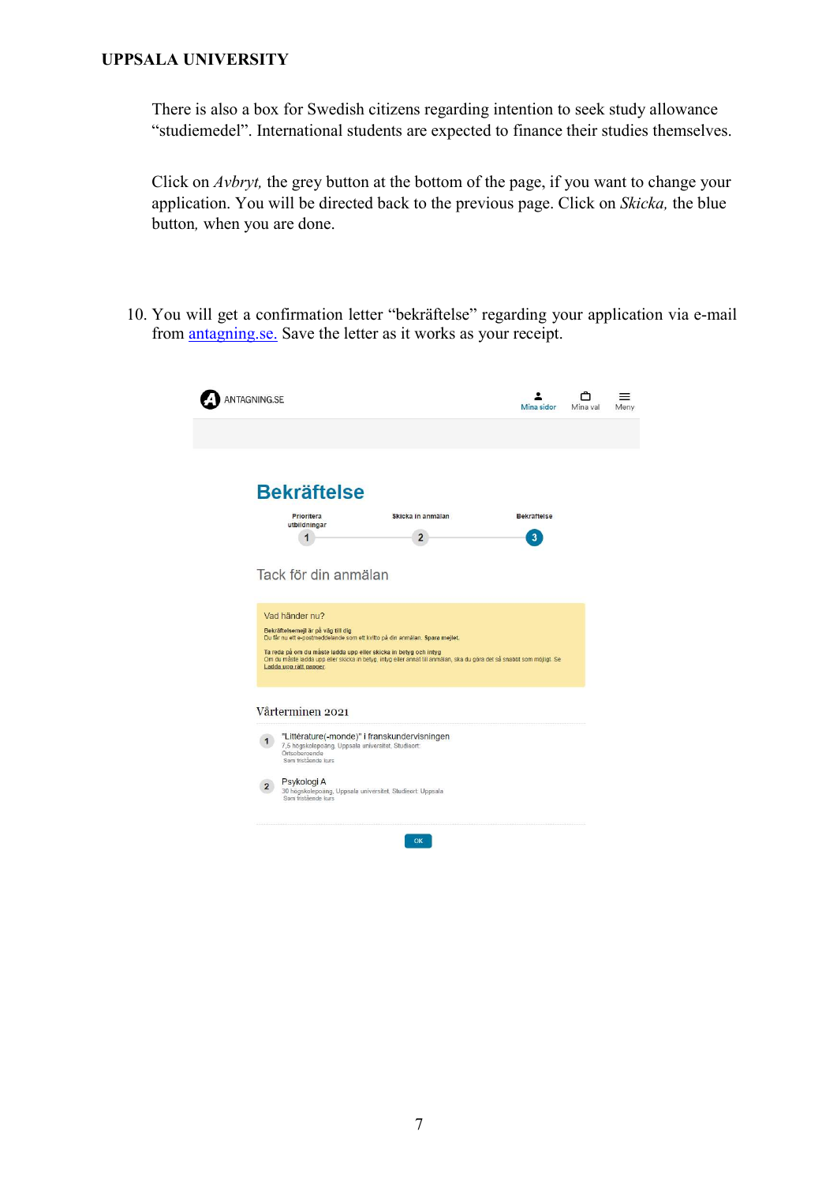There is also a box for Swedish citizens regarding intention to seek study allowance "studiemedel". International students are expected to finance their studies themselves.

Click on *Avbryt,* the grey button at the bottom of the page, if you want to change your application. You will be directed back to the previous page. Click on *Skicka,* the blue button, when you are done.

10. You will get a confirmation letter "bekräftelse" regarding your application via e-mail from antagning.se. Save the letter as it works as your receipt.

ANTAGNING.SE

Mina sidor Mina val Meny

# Bekräftelse

Prioritera utbildningar 1 — Skicka in anmälan 2 — Bekräftelse 3

Tack för din anmälan

Vad händer nu?

**Bekräftelsemejl är på väg till dig**
Du får nu ett e-postmeddelande som ett kvitto på din anmälan. **Spara mejlet.**

**Ta reda på om du måste ladda upp eller skicka in betyg och intyg**
Om du måste ladda upp eller skicka in betyg, intyg eller annat till anmälan, ska du göra det så snabbt som möjligt. Se Ladda upp rätt papper

Vårterminen 2021

1. "Littérature(-monde)" i franskundervisningen
   7,5 högskolepoäng, Uppsala universitet, Studieort: Ortsoberoende
   Som fristående kurs

2. Psykologi A
   30 högskolepoäng, Uppsala universitet, Studieort: Uppsala
   Som fristående kurs

OK